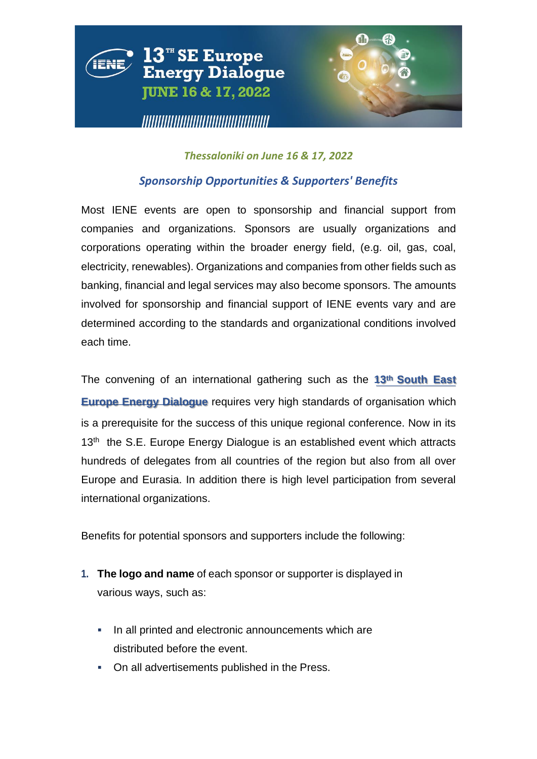# 13TH SE Europe Energy Dialogue

**JUNE 16 & 17, 2022**

*Thessaloniki on June 16 & 17, 2022*

## *Sponsorship Opportunities & Supporters' Benefits*

Most IENE events are open to sponsorship and financial support from companies and organizations. Sponsors are usually organizations and corporations operating within the broader energy field, (e.g. oil, gas, coal, electricity, renewables). Organizations and companies from other fields such as banking, financial and legal services may also become sponsors. The amounts involved for sponsorship and financial support of IENE events vary and are determined according to the standards and organizational conditions involved each time.

The convening of an international gathering such as the **13th South East Europe Energy Dialogue** requires very high standards of organisation which is a prerequisite for the success of this unique regional conference. Now in its 13th the S.E. Europe Energy Dialogue is an established event which attracts hundreds of delegates from all countries of the region but also from all over Europe and Eurasia. In addition there is high level participation from several international organizations.

Benefits for potential sponsors and supporters include the following:

1. **The logo and name** of each sponsor or supporter is displayed in various ways, such as:

    - In all printed and electronic announcements which are distributed before the event.
    - On all advertisements published in the Press.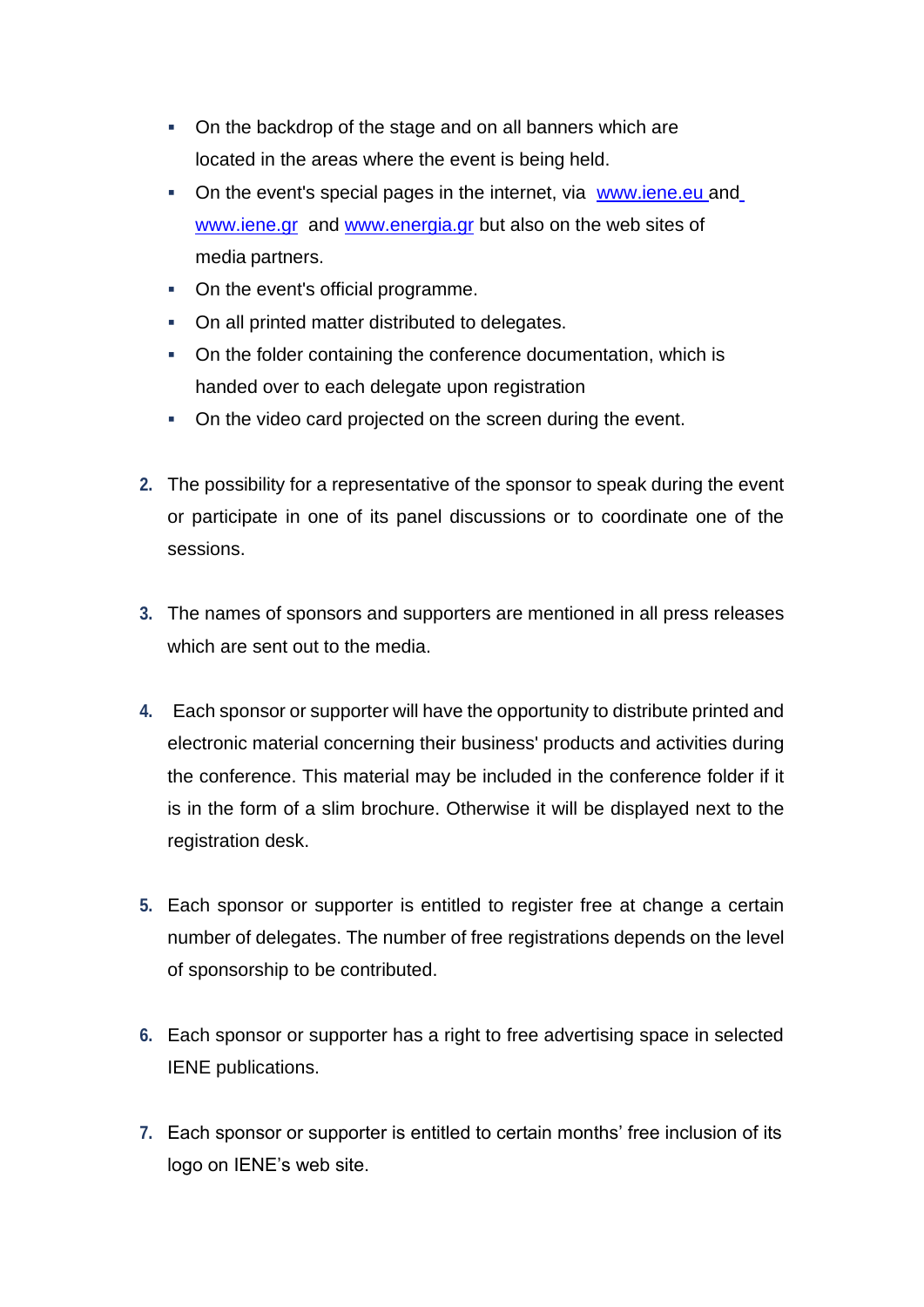- On the backdrop of the stage and on all banners which are located in the areas where the event is being held.
- On the event's special pages in the internet, via [www.iene.eu](http://www.iene.eu) and [www.iene.gr](http://www.iene.gr) and [www.energia.gr](http://www.energia.gr) but also on the web sites of media partners.
- On the event's official programme.
- On all printed matter distributed to delegates.
- On the folder containing the conference documentation, which is handed over to each delegate upon registration
- On the video card projected on the screen during the event.

2. The possibility for a representative of the sponsor to speak during the event or participate in one of its panel discussions or to coordinate one of the sessions.

3. The names of sponsors and supporters are mentioned in all press releases which are sent out to the media.

4. Each sponsor or supporter will have the opportunity to distribute printed and electronic material concerning their business' products and activities during the conference. This material may be included in the conference folder if it is in the form of a slim brochure. Otherwise it will be displayed next to the registration desk.

5. Each sponsor or supporter is entitled to register free at change a certain number of delegates. The number of free registrations depends on the level of sponsorship to be contributed.

6. Each sponsor or supporter has a right to free advertising space in selected IENE publications.

7. Each sponsor or supporter is entitled to certain months' free inclusion of its logo on IENE's web site.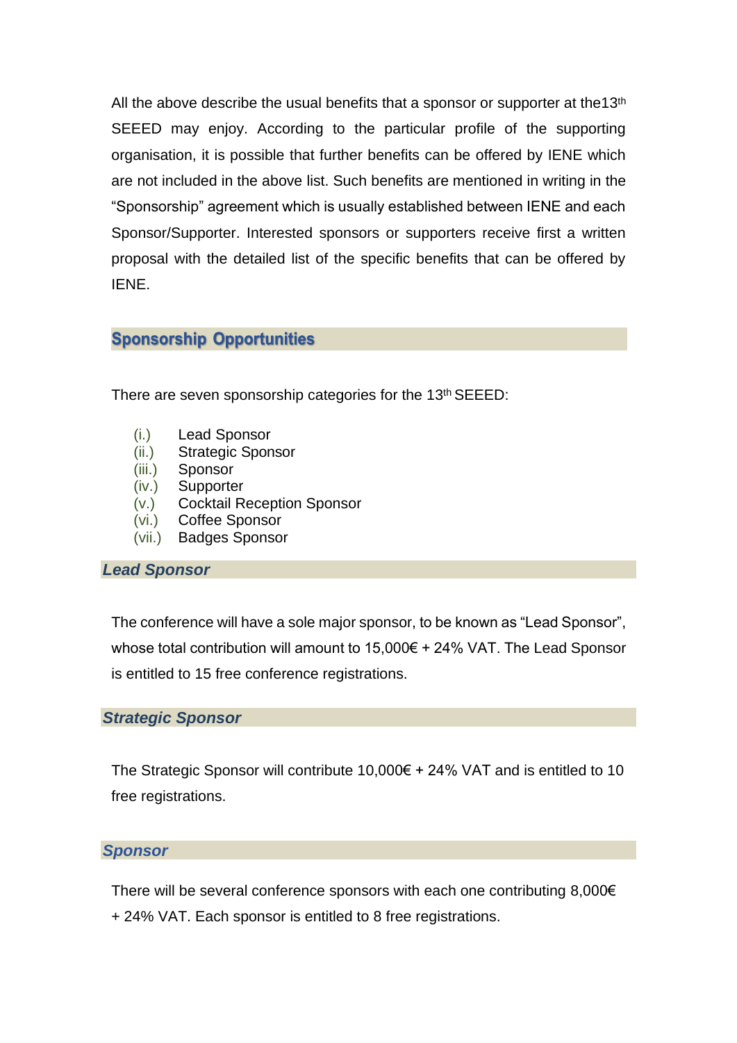All the above describe the usual benefits that a sponsor or supporter at the13th SEEED may enjoy. According to the particular profile of the supporting organisation, it is possible that further benefits can be offered by IENE which are not included in the above list. Such benefits are mentioned in writing in the "Sponsorship" agreement which is usually established between IENE and each Sponsor/Supporter. Interested sponsors or supporters receive first a written proposal with the detailed list of the specific benefits that can be offered by IENE.

## Sponsorship Opportunities

There are seven sponsorship categories for the 13th SEEED:

(i.) Lead Sponsor
(ii.) Strategic Sponsor
(iii.) Sponsor
(iv.) Supporter
(v.) Cocktail Reception Sponsor
(vi.) Coffee Sponsor
(vii.) Badges Sponsor

### *Lead Sponsor*

The conference will have a sole major sponsor, to be known as "Lead Sponsor", whose total contribution will amount to 15,000€ + 24% VAT. The Lead Sponsor is entitled to 15 free conference registrations.

### *Strategic Sponsor*

The Strategic Sponsor will contribute 10,000€ + 24% VAT and is entitled to 10 free registrations.

### *Sponsor*

There will be several conference sponsors with each one contributing 8,000€ + 24% VAT. Each sponsor is entitled to 8 free registrations.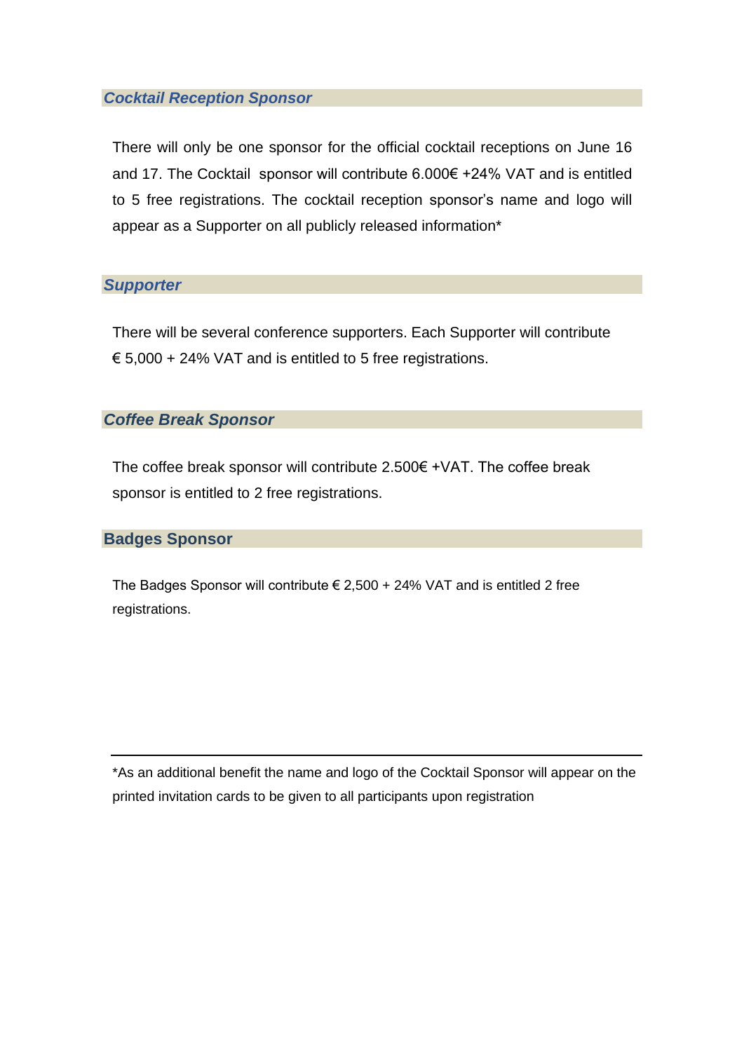### *Cocktail Reception Sponsor*

There will only be one sponsor for the official cocktail receptions on June 16 and 17. The Cocktail sponsor will contribute 6.000€ +24% VAT and is entitled to 5 free registrations. The cocktail reception sponsor's name and logo will appear as a Supporter on all publicly released information*

### *Supporter*

There will be several conference supporters. Each Supporter will contribute € 5,000 + 24% VAT and is entitled to 5 free registrations.

### *Coffee Break Sponsor*

The coffee break sponsor will contribute 2.500€ +VAT. The coffee break sponsor is entitled to 2 free registrations.

### Badges Sponsor

The Badges Sponsor will contribute € 2,500 + 24% VAT and is entitled 2 free registrations.

---

*As an additional benefit the name and logo of the Cocktail Sponsor will appear on the printed invitation cards to be given to all participants upon registration